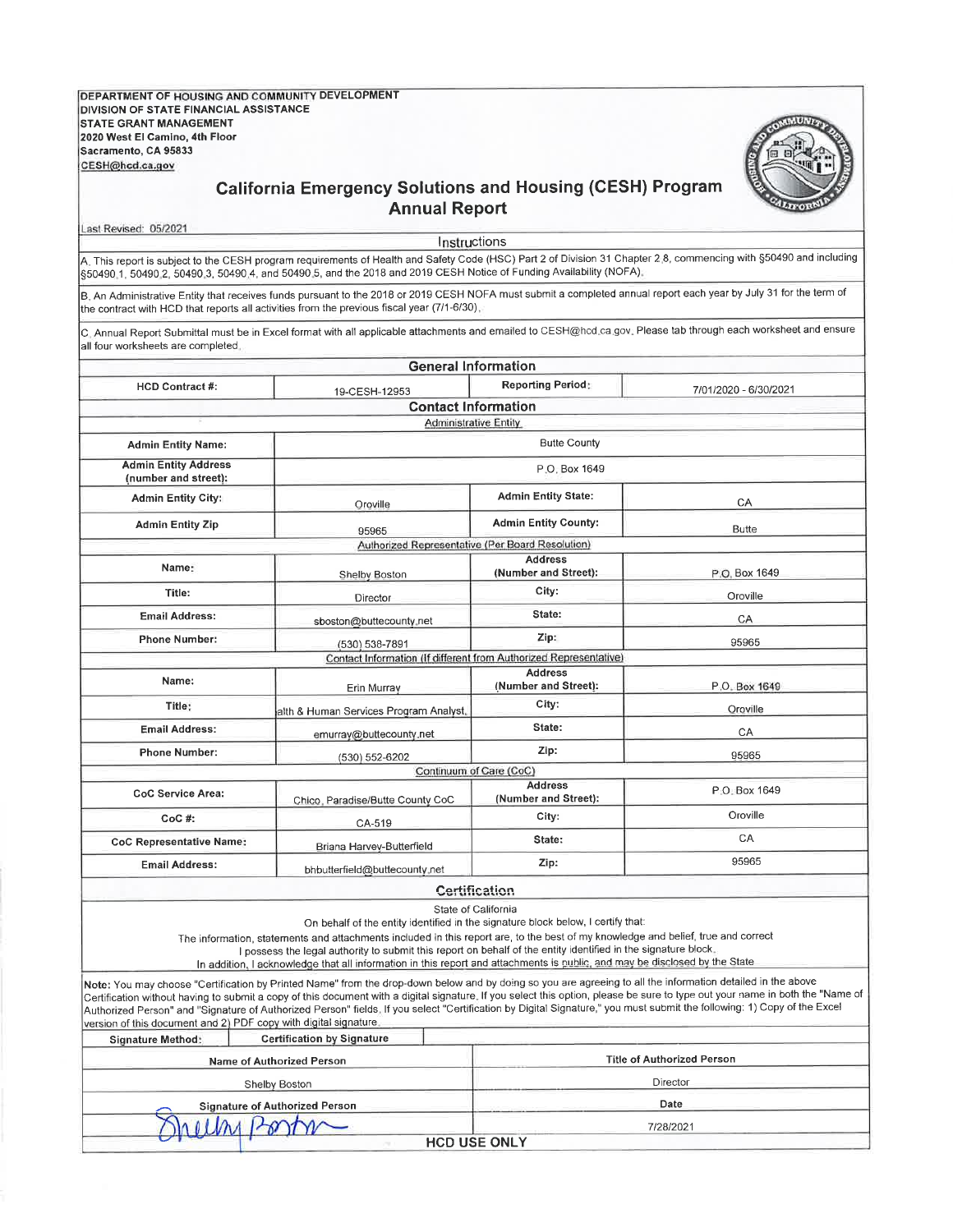DEPARTMENT OF HOUSING AND COMMUNITY DEVELOPMENT
DIVISION OF STATE FINANCIAL ASSISTANCE
STATE GRANT MANAGEMENT
2020 West El Camino, 4th Floor
Sacramento, CA 95833
CESH@hcd.ca.gov

# California Emergency Solutions and Housing (CESH) Program Annual Report

Last Revised: 05/2021

## Instructions

A. This report is subject to the CESH program requirements of Health and Safety Code (HSC) Part 2 of Division 31 Chapter 2.8, commencing with §50490 and including §50490.1, 50490.2, 50490.3, 50490.4, and 50490.5, and the 2018 and 2019 CESH Notice of Funding Availability (NOFA).

B. An Administrative Entity that receives funds pursuant to the 2018 or 2019 CESH NOFA must submit a completed annual report each year by July 31 for the term of the contract with HCD that reports all activities from the previous fiscal year (7/1-6/30).

C. Annual Report Submittal must be in Excel format with all applicable attachments and emailed to CESH@hcd.ca.gov. Please tab through each worksheet and ensure all four worksheets are completed.

## General Information

| HCD Contract #: | 19-CESH-12953 | Reporting Period: | 7/01/2020 - 6/30/2021 |
|---|---|---|---|

## Contact Information

**Administrative Entity**

| | | | |
|---|---|---|---|
| Admin Entity Name: | Butte County | | |
| Admin Entity Address (number and street): | P.O. Box 1649 | | |
| Admin Entity City: | Oroville | Admin Entity State: | CA |
| Admin Entity Zip | 95965 | Admin Entity County: | Butte |

**Authorized Representative (Per Board Resolution)**

| | | | |
|---|---|---|---|
| Name: | Shelby Boston | Address (Number and Street): | P.O. Box 1649 |
| Title: | Director | City: | Oroville |
| Email Address: | sboston@buttecounty.net | State: | CA |
| Phone Number: | (530) 538-7891 | Zip: | 95965 |

**Contact Information (If different from Authorized Representative)**

| | | | |
|---|---|---|---|
| Name: | Erin Murray | Address (Number and Street): | P.O. Box 1649 |
| Title: | alth & Human Services Program Analyst | City: | Oroville |
| Email Address: | emurray@buttecounty.net | State: | CA |
| Phone Number: | (530) 552-6202 | Zip: | 95965 |

**Continuum of Care (CoC)**

| | | | |
|---|---|---|---|
| CoC Service Area: | Chico, Paradise/Butte County CoC | Address (Number and Street): | P.O. Box 1649 |
| CoC #: | CA-519 | City: | Oroville |
| CoC Representative Name: | Briana Harvey-Butterfield | State: | CA |
| Email Address: | bhbutterfield@buttecounty.net | Zip: | 95965 |

## Certification

State of California

On behalf of the entity identified in the signature block below, I certify that:

The information, statements and attachments included in this report are, to the best of my knowledge and belief, true and correct

I possess the legal authority to submit this report on behalf of the entity identified in the signature block.

In addition, I acknowledge that all information in this report and attachments is public, and may be disclosed by the State

**Note:** You may choose "Certification by Printed Name" from the drop-down below and by doing so you are agreeing to all the information detailed in the above Certification without having to submit a copy of this document with a digital signature. If you select this option, please be sure to type out your name in both the "Name of Authorized Person" and "Signature of Authorized Person" fields. If you select "Certification by Digital Signature," you must submit the following: 1) Copy of the Excel version of this document and 2) PDF copy with digital signature.

| Signature Method: | Certification by Signature |
|---|---|

| Name of Authorized Person | Title of Authorized Person |
|---|---|
| Shelby Boston | Director |
| **Signature of Authorized Person** | **Date** |
| Shelby Boston | 7/28/2021 |

HCD USE ONLY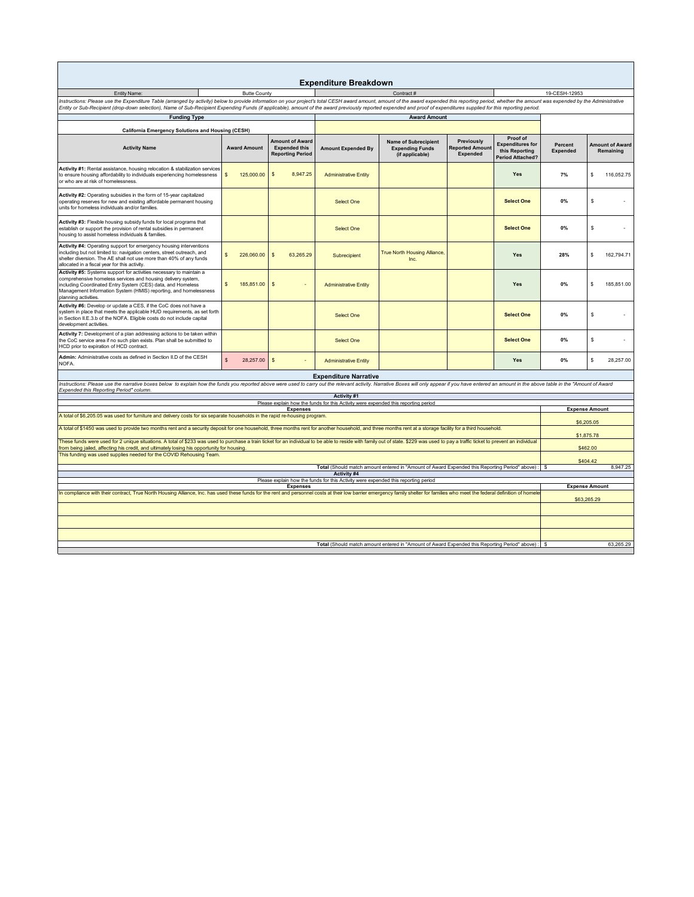# Expenditure Breakdown

| Entity Name: | Butte County | Contract # | 19-CESH-12953 |
|---|---|---|---|

*Instructions: Please use the Expenditure Table (arranged by activity) below to provide information on your project's total CESH award amount, amount of the award expended this reporting period, whether the amount was expended by the Administrative Entity or Sub-Recipient (drop-down selection), Name of Sub-Recipient Expending Funds (if applicable), amount of the award previously reported expended and proof of expenditures supplied for this reporting period.*

| Funding Type | | | Award Amount | | | | | |
|---|---|---|---|---|---|---|---|---|
| **California Emergency Solutions and Housing (CESH)** | | | | | | | | |
| **Activity Name** | **Award Amount** | **Amount of Award Expended this Reporting Period** | **Amount Expended By** | **Name of Subrecipient Expending Funds (if applicable)** | **Previously Reported Amount Expended** | **Proof of Expenditures for this Reporting Period Attached?** | **Percent Expended** | **Amount of Award Remaining** |
| **Activity #1:** Rental assistance, housing relocation & stabilization services to ensure housing affordability to individuals experiencing homelessness or who are at risk of homelessness. | $ 125,000.00 | $ 8,947.25 | Administrative Entity | | | Yes | 7% | $ 116,052.75 |
| **Activity #2:** Operating subsidies in the form of 15-year capitalized operating reserves for new and existing affordable permanent housing units for homeless individuals and/or families. | | | Select One | | | Select One | 0% | $ - |
| **Activity #3:** Flexible housing subsidy funds for local programs that establish or support the provision of rental subsidies in permanent housing to assist homeless individuals & families. | | | Select One | | | Select One | 0% | $ - |
| **Activity #4:** Operating support for emergency housing interventions including but not limited to: navigation centers, street outreach, and shelter diversion. The AE shall not use more than 40% of any funds allocated in a fiscal year for this activity. | $ 226,060.00 | $ 63,265.29 | Subrecipient | True North Housing Alliance, Inc. | | Yes | 28% | $ 162,794.71 |
| **Activity #5:** Systems support for activities necessary to maintain a comprehensive homeless services and housing delivery system, including Coordinated Entry System (CES) data, and Homeless Management Information System (HMIS) reporting, and homelessness planning activities. | $ 185,851.00 | $ - | Administrative Entity | | | Yes | 0% | $ 185,851.00 |
| **Activity #6:** Develop or update a CES, if the CoC does not have a system in place that meets the applicable HUD requirements, as set forth in Section II.E.3.b of the NOFA. Eligible costs do not include capital development activities. | | | Select One | | | Select One | 0% | $ - |
| **Activity 7:** Development of a plan addressing actions to be taken within the CoC service area if no such plan exists. Plan shall be submitted to HCD prior to expiration of HCD contract. | | | Select One | | | Select One | 0% | $ - |
| **Admin:** Administrative costs as defined in Section II.D of the CESH NOFA. | $ 28,257.00 | $ - | Administrative Entity | | | Yes | 0% | $ 28,257.00 |

## Expenditure Narrative

*Instructions: Please use the narrative boxes below to explain how the funds you reported above were used to carry out the relevant activity. Narrative Boxes will only appear if you have entered an amount in the above table in the "Amount of Award Expended this Reporting Period" column.*

### Activity #1

Please explain how the funds for this Activity were expended this reporting period

| Expenses | Expense Amount |
|---|---|
| A total of $6,205.05 was used for furniture and delivery costs for six separate households in the rapid re-housing program. | $6,205.05 |
| A total of $1450 was used to provide two months rent and a security deposit for one household, three months rent for another household, and three months rent at a storage facility for a third household. | $1,875.78 |
| These funds were used for 2 unique situations. A total of $233 was used to purchase a train ticket for an individual to be able to reside with family out of state. $229 was used to pay a traffic ticket to prevent an individual from being jailed, affecting his credit, and ultimately losing his opportunity for housing. | $462.00 |
| This funding was used supplies needed for the COVID Rehousing Team. | $404.42 |
| **Total** (Should match amount entered in "Amount of Award Expended this Reporting Period" above) : | $ 8,947.25 |

### Activity #4

Please explain how the funds for this Activity were expended this reporting period

| Expenses | Expense Amount |
|---|---|
| In compliance with their contract, True North Housing Alliance, Inc. has used these funds for the rent and personnel costs at their low barrier emergency family shelter for families who meet the federal definition of homele | $63,265.29 |
| | |
| | |
| | |
| **Total** (Should match amount entered in "Amount of Award Expended this Reporting Period" above) : | $ 63,265.29 |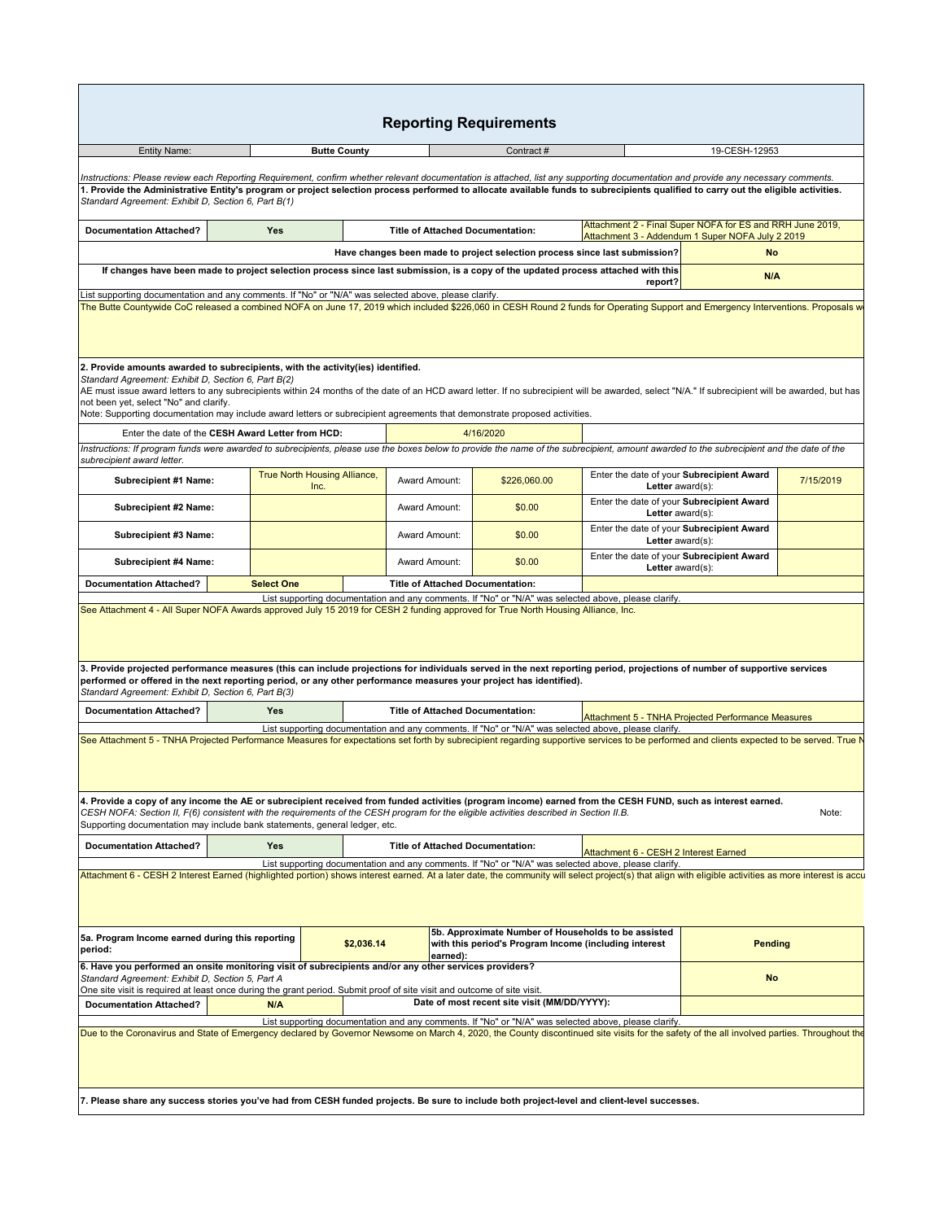# Reporting Requirements

| Entity Name: | Butte County | Contract # | 19-CESH-12953 |
|---|---|---|---|

*Instructions: Please review each Reporting Requirement, confirm whether relevant documentation is attached, list any supporting documentation and provide any necessary comments.*

**1. Provide the Administrative Entity's program or project selection process performed to allocate available funds to subrecipients qualified to carry out the eligible activities.**
*Standard Agreement: Exhibit D, Section 6, Part B(1)*

| Documentation Attached? | Yes | Title of Attached Documentation: | Attachment 2 - Final Super NOFA for ES and RRH June 2019, Attachment 3 - Addendum 1 Super NOFA July 2 2019 |
|---|---|---|---|

| Question | Response |
|---|---|
| Have changes been made to project selection process since last submission? | No |
| If changes have been made to project selection process since last submission, is a copy of the updated process attached with this report? | N/A |

List supporting documentation and any comments. If "No" or "N/A" was selected above, please clarify.

The Butte Countywide CoC released a combined NOFA on June 17, 2019 which included $226,060 in CESH Round 2 funds for Operating Support and Emergency Interventions. Proposals w

**2. Provide amounts awarded to subrecipients, with the activity(ies) identified.**
*Standard Agreement: Exhibit D, Section 6, Part B(2)*
AE must issue award letters to any subrecipients within 24 months of the date of an HCD award letter. If no subrecipient will be awarded, select "N/A." If subrecipient will be awarded, but has not been yet, select "No" and clarify.
Note: Supporting documentation may include award letters or subrecipient agreements that demonstrate proposed activities.

| Enter the date of the **CESH Award Letter from HCD:** | 4/16/2020 |
|---|---|

*Instructions: If program funds were awarded to subrecipients, please use the boxes below to provide the name of the subrecipient, amount awarded to the subrecipient and the date of the subrecipient award letter.*

| Subrecipient | Name | Award Amount | Date of Subrecipient Award Letter award(s) |
|---|---|---|---|
| Subrecipient #1 Name: | True North Housing Alliance, Inc. | $226,060.00 | 7/15/2019 |
| Subrecipient #2 Name: | | $0.00 | |
| Subrecipient #3 Name: | | $0.00 | |
| Subrecipient #4 Name: | | $0.00 | |

| Documentation Attached? | Select One | Title of Attached Documentation: | |
|---|---|---|---|

List supporting documentation and any comments. If "No" or "N/A" was selected above, please clarify.

See Attachment 4 - All Super NOFA Awards approved July 15 2019 for CESH 2 funding approved for True North Housing Alliance, Inc.

**3. Provide projected performance measures (this can include projections for individuals served in the next reporting period, projections of number of supportive services performed or offered in the next reporting period, or any other performance measures your project has identified).**
*Standard Agreement: Exhibit D, Section 6, Part B(3)*

| Documentation Attached? | Yes | Title of Attached Documentation: | Attachment 5 - TNHA Projected Performance Measures |
|---|---|---|---|

List supporting documentation and any comments. If "No" or "N/A" was selected above, please clarify.

See Attachment 5 - TNHA Projected Performance Measures for expectations set forth by subrecipient regarding supportive services to be performed and clients expected to be served. True N

**4. Provide a copy of any income the AE or subrecipient received from funded activities (program income) earned from the CESH FUND, such as interest earned.**
*CESH NOFA: Section II, F(6) consistent with the requirements of the CESH program for the eligible activities described in Section II.B.* Note:
Supporting documentation may include bank statements, general ledger, etc.

| Documentation Attached? | Yes | Title of Attached Documentation: | Attachment 6 - CESH 2 Interest Earned |
|---|---|---|---|

List supporting documentation and any comments. If "No" or "N/A" was selected above, please clarify.

Attachment 6 - CESH 2 Interest Earned (highlighted portion) shows interest earned. At a later date, the community will select project(s) that align with eligible activities as more interest is accu

| 5a. Program Income earned during this reporting period: | $2,036.14 | 5b. Approximate Number of Households to be assisted with this period's Program Income (including interest earned): | Pending |
|---|---|---|---|

**6. Have you performed an onsite monitoring visit of subrecipients and/or any other services providers?** — **No**
*Standard Agreement: Exhibit D, Section 5, Part A*
One site visit is required at least once during the grant period. Submit proof of site visit and outcome of site visit.

| Documentation Attached? | N/A | Date of most recent site visit (MM/DD/YYYY): | |
|---|---|---|---|

List supporting documentation and any comments. If "No" or "N/A" was selected above, please clarify.

Due to the Coronavirus and State of Emergency declared by Governor Newsome on March 4, 2020, the County discontinued site visits for the safety of the all involved parties. Throughout the

**7. Please share any success stories you've had from CESH funded projects. Be sure to include both project-level and client-level successes.**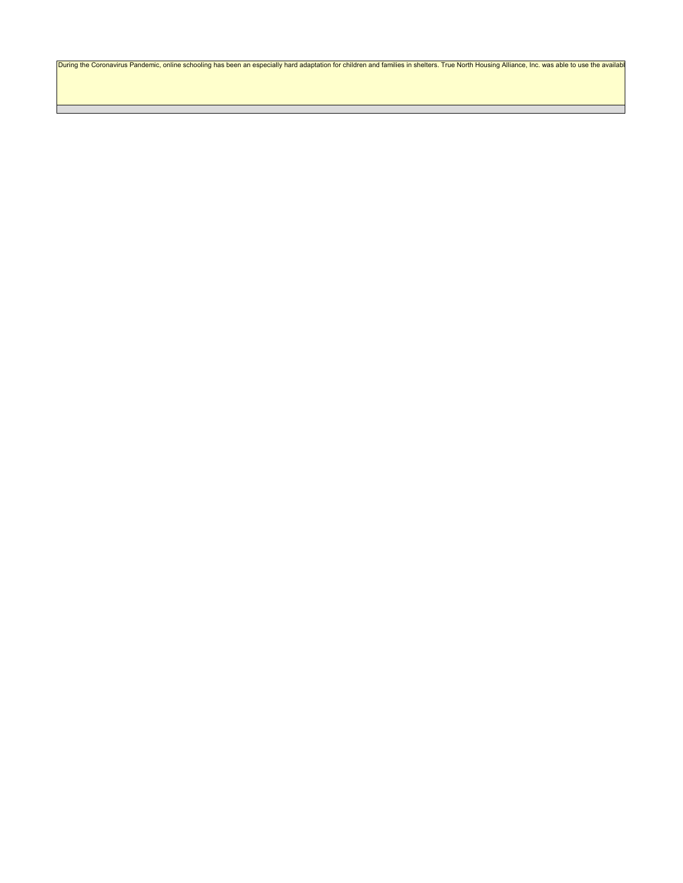During the Coronavirus Pandemic, online schooling has been an especially hard adaptation for children and families in shelters. True North Housing Alliance, Inc. was able to use the availabl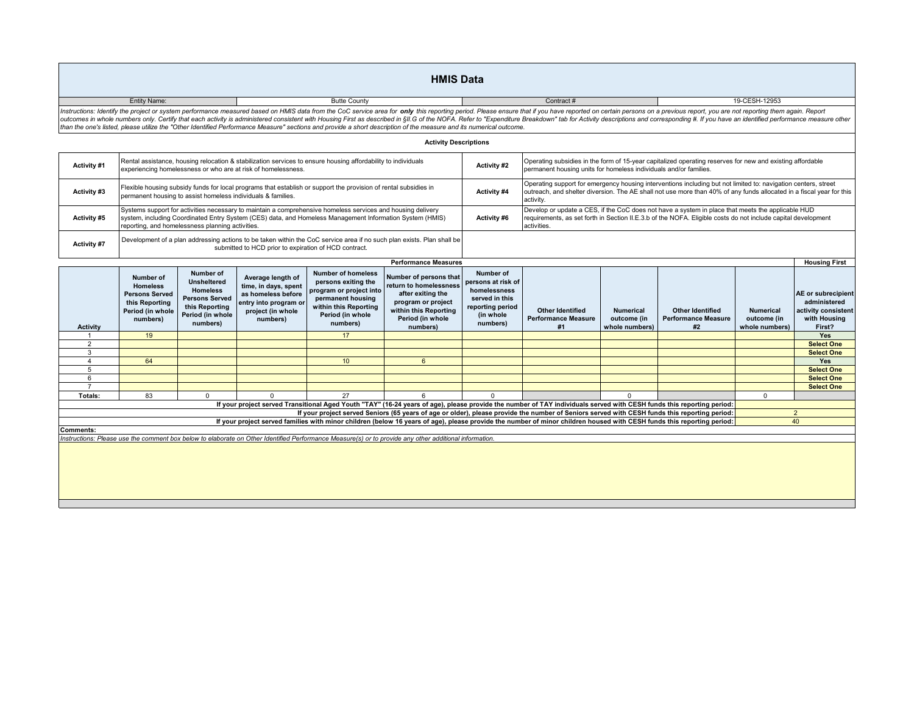# HMIS Data

| Entity Name: | Butte County | Contract # | 19-CESH-12953 |
|---|---|---|---|

*Instructions: Identify the project or system performance measured based on HMIS data from the CoC service area for **only** this reporting period. Please ensure that if you have reported on certain persons on a previous report, you are not reporting them again. Report outcomes in whole numbers only. Certify that each activity is administered consistent with Housing First as described in §II.G of the NOFA. Refer to "Expenditure Breakdown" tab for Activity descriptions and corresponding #. If you have an identified performance measure other than the one's listed, please utilize the "Other Identified Performance Measure" sections and provide a short description of the measure and its numerical outcome.*

## Activity Descriptions

| | | | |
|---|---|---|---|
| **Activity #1** | Rental assistance, housing relocation & stabilization services to ensure housing affordability to individuals experiencing homelessness or who are at risk of homelessness. | **Activity #2** | Operating subsidies in the form of 15-year capitalized operating reserves for new and existing affordable permanent housing units for homeless individuals and/or families. |
| **Activity #3** | Flexible housing subsidy funds for local programs that establish or support the provision of rental subsidies in permanent housing to assist homeless individuals & families. | **Activity #4** | Operating support for emergency housing interventions including but not limited to: navigation centers, street outreach, and shelter diversion. The AE shall not use more than 40% of any funds allocated in a fiscal year for this activity. |
| **Activity #5** | Systems support for activities necessary to maintain a comprehensive homeless services and housing delivery system, including Coordinated Entry System (CES) data, and Homeless Management Information System (HMIS) reporting, and homelessness planning activities. | **Activity #6** | Develop or update a CES, if the CoC does not have a system in place that meets the applicable HUD requirements, as set forth in Section II.E.3.b of the NOFA. Eligible costs do not include capital development activities. |
| **Activity #7** | Development of a plan addressing actions to be taken within the CoC service area if no such plan exists. Plan shall be submitted to HCD prior to expiration of HCD contract. | | |

## Performance Measures

| Activity | Number of Homeless Persons Served this Reporting Period (in whole numbers) | Number of Unsheltered Homeless Persons Served this Reporting Period (in whole numbers) | Average length of time, in days, spent as homeless before entry into program or project (in whole numbers) | Number of homeless persons exiting the program or project into permanent housing within this Reporting Period (in whole numbers) | Number of persons that return to homelessness after exiting the program or project within this Reporting Period (in whole numbers) | Number of persons at risk of homelessness served in this reporting period (in whole numbers) | Other Identified Performance Measure #1 | Numerical outcome (in whole numbers) | Other Identified Performance Measure #2 | Numerical outcome (in whole numbers) | Housing First: AE or subrecipient administered activity consistent with Housing First? |
|---|---|---|---|---|---|---|---|---|---|---|---|
| 1 | 19 | | | 17 | | | | | | | Yes |
| 2 | | | | | | | | | | | Select One |
| 3 | | | | | | | | | | | Select One |
| 4 | 64 | | | 10 | 6 | | | | | | Yes |
| 5 | | | | | | | | | | | Select One |
| 6 | | | | | | | | | | | Select One |
| 7 | | | | | | | | | | | Select One |
| **Totals:** | 83 | 0 | 0 | 27 | 6 | 0 | | 0 | | 0 | |

| | |
|---|---|
| **If your project served Transitional Aged Youth "TAY" (16-24 years of age), please provide the number of TAY individuals served with CESH funds this reporting period:** | |
| **If your project served Seniors (65 years of age or older), please provide the number of Seniors served with CESH funds this reporting period:** | 2 |
| **If your project served families with minor children (below 16 years of age), please provide the number of minor children housed with CESH funds this reporting period:** | 40 |

**Comments:**

*Instructions: Please use the comment box below to elaborate on Other Identified Performance Measure(s) or to provide any other additional information.*